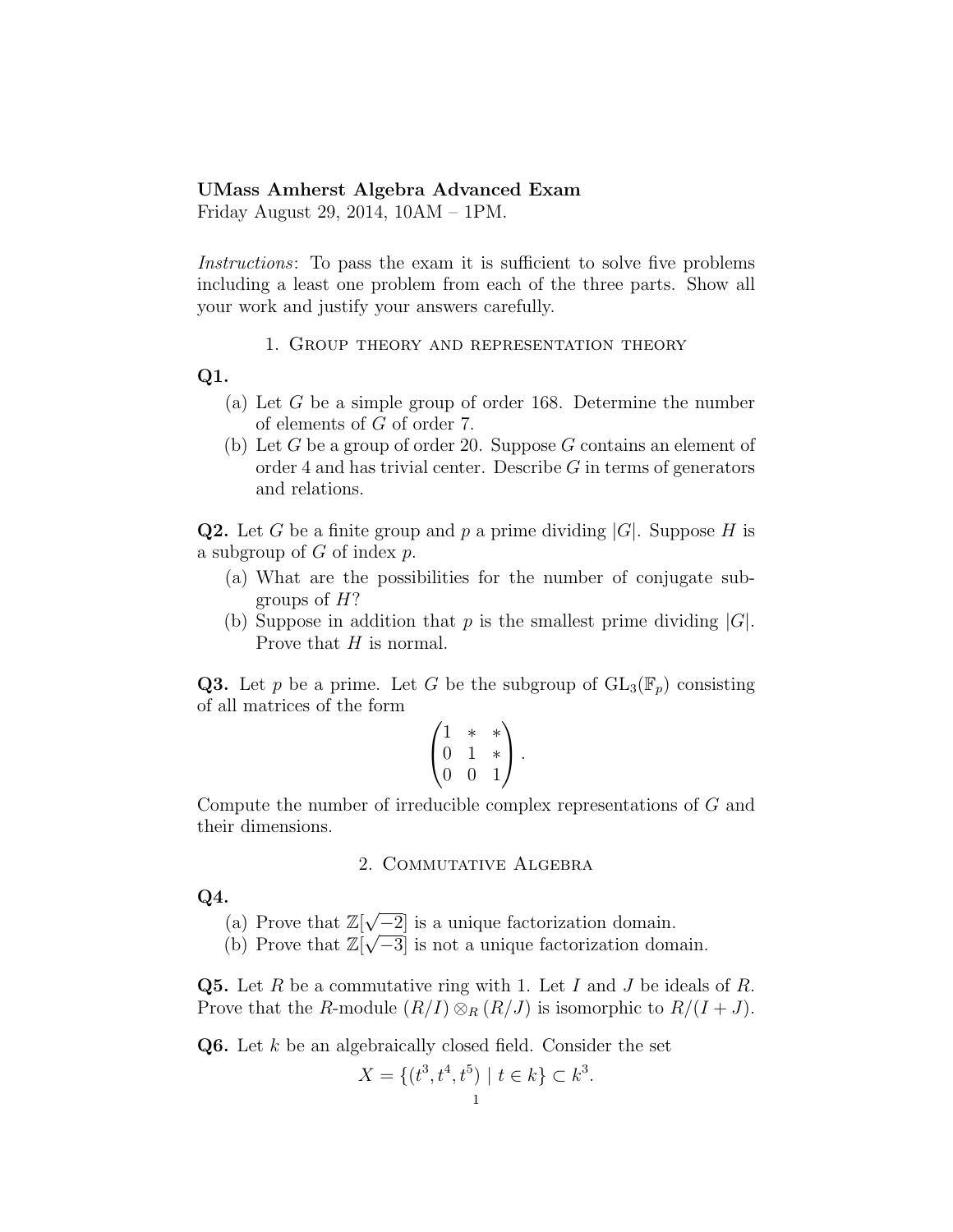**UMass Amherst Algebra Advanced Exam**
Friday August 29, 2014, 10AM – 1PM.

*Instructions*: To pass the exam it is sufficient to solve five problems including a least one problem from each of the three parts. Show all your work and justify your answers carefully.

## 1. Group theory and representation theory

**Q1.**

(a) Let $G$ be a simple group of order 168. Determine the number of elements of $G$ of order 7.

(b) Let $G$ be a group of order 20. Suppose $G$ contains an element of order 4 and has trivial center. Describe $G$ in terms of generators and relations.

**Q2.** Let $G$ be a finite group and $p$ a prime dividing $|G|$. Suppose $H$ is a subgroup of $G$ of index $p$.

(a) What are the possibilities for the number of conjugate subgroups of $H$?

(b) Suppose in addition that $p$ is the smallest prime dividing $|G|$. Prove that $H$ is normal.

**Q3.** Let $p$ be a prime. Let $G$ be the subgroup of $\mathrm{GL}_3(\mathbb{F}_p)$ consisting of all matrices of the form

$$\begin{pmatrix} 1 & * & * \\ 0 & 1 & * \\ 0 & 0 & 1 \end{pmatrix}.$$

Compute the number of irreducible complex representations of $G$ and their dimensions.

## 2. Commutative Algebra

**Q4.**

(a) Prove that $\mathbb{Z}[\sqrt{-2}]$ is a unique factorization domain.

(b) Prove that $\mathbb{Z}[\sqrt{-3}]$ is not a unique factorization domain.

**Q5.** Let $R$ be a commutative ring with 1. Let $I$ and $J$ be ideals of $R$. Prove that the $R$-module $(R/I) \otimes_R (R/J)$ is isomorphic to $R/(I + J)$.

**Q6.** Let $k$ be an algebraically closed field. Consider the set

$$X = \{(t^3, t^4, t^5) \mid t \in k\} \subset k^3.$$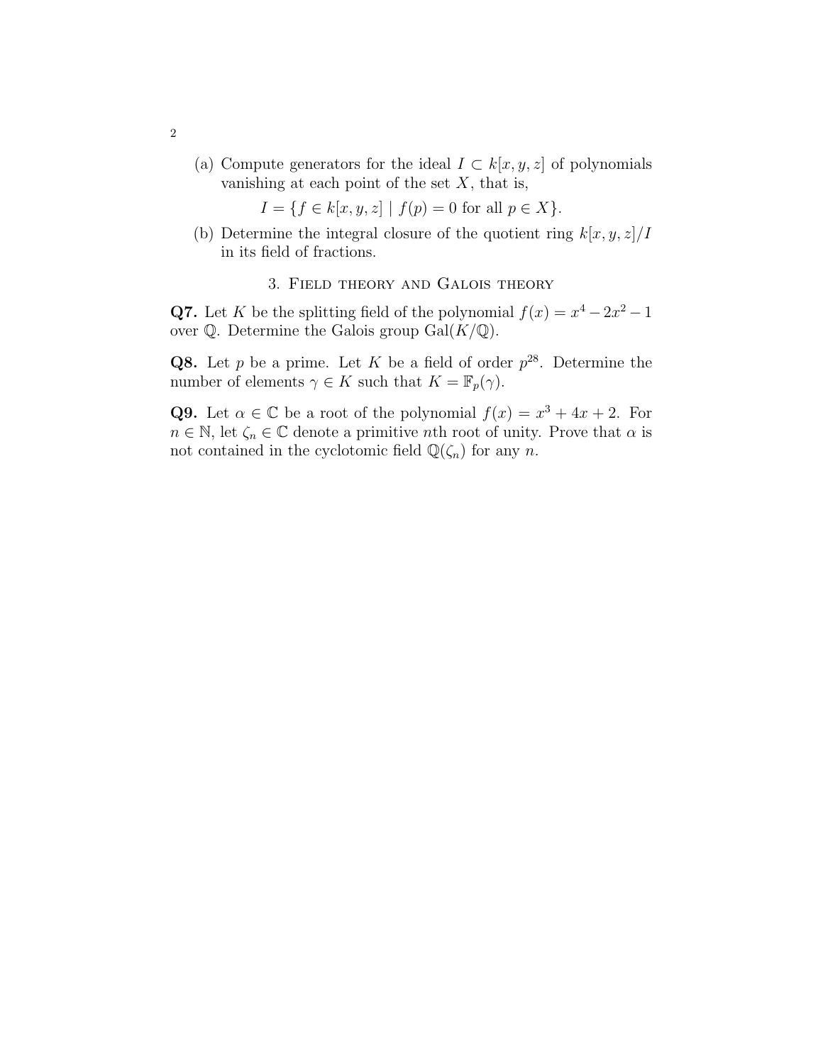(a) Compute generators for the ideal $I \subset k[x, y, z]$ of polynomials vanishing at each point of the set $X$, that is,

$$I = \{f \in k[x, y, z] \mid f(p) = 0 \text{ for all } p \in X\}.$$

(b) Determine the integral closure of the quotient ring $k[x, y, z]/I$ in its field of fractions.

## 3. Field theory and Galois theory

**Q7.** Let $K$ be the splitting field of the polynomial $f(x) = x^4 - 2x^2 - 1$ over $\mathbb{Q}$. Determine the Galois group $\operatorname{Gal}(K/\mathbb{Q})$.

**Q8.** Let $p$ be a prime. Let $K$ be a field of order $p^{28}$. Determine the number of elements $\gamma \in K$ such that $K = \mathbb{F}_p(\gamma)$.

**Q9.** Let $\alpha \in \mathbb{C}$ be a root of the polynomial $f(x) = x^3 + 4x + 2$. For $n \in \mathbb{N}$, let $\zeta_n \in \mathbb{C}$ denote a primitive $n$th root of unity. Prove that $\alpha$ is not contained in the cyclotomic field $\mathbb{Q}(\zeta_n)$ for any $n$.